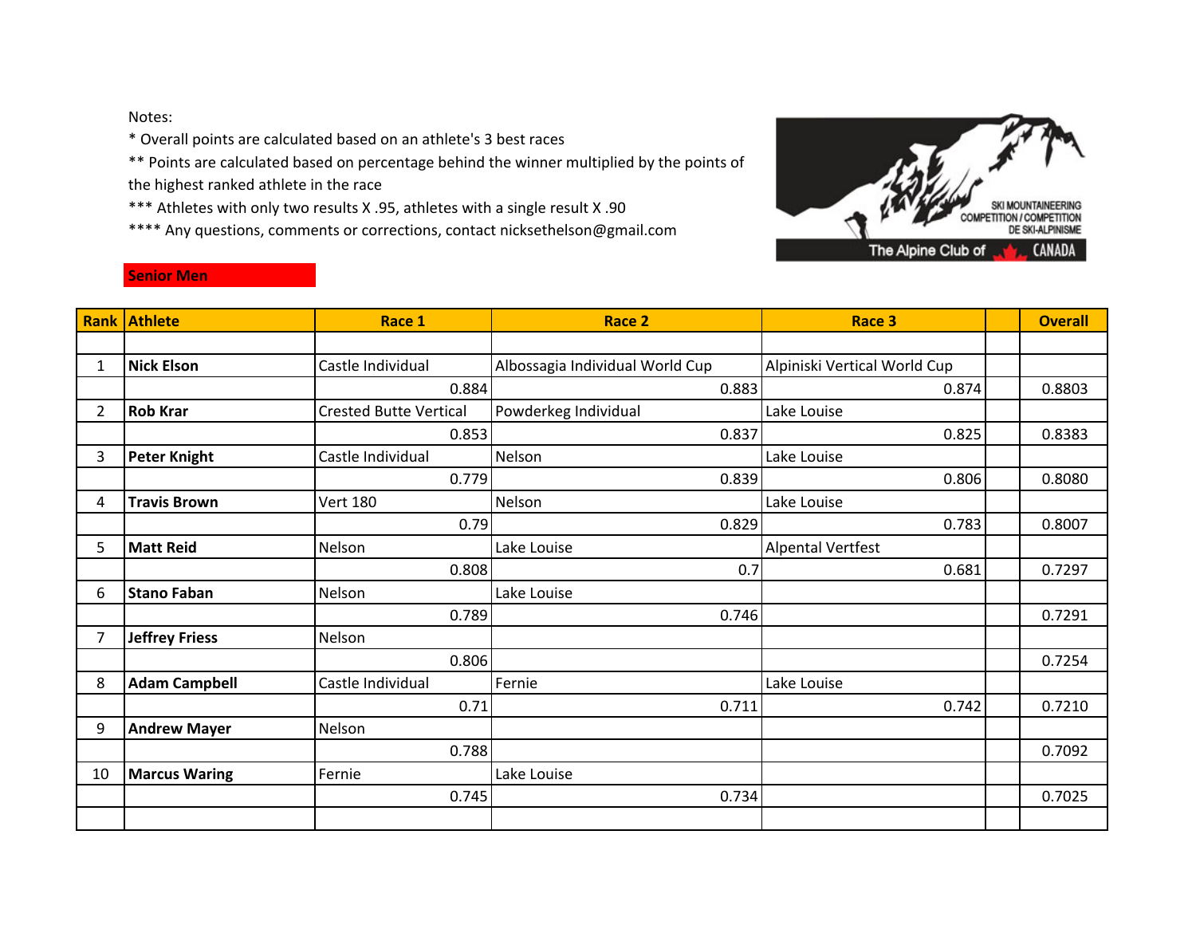Notes:
* Overall points are calculated based on an athlete's 3 best races
** Points are calculated based on percentage behind the winner multiplied by the points of the highest ranked athlete in the race
*** Athletes with only two results X .95, athletes with a single result X .90
**** Any questions, comments or corrections, contact nicksethelson@gmail.com

SKI MOUNTAINEERING COMPETITION / COMPETITION DE SKI-ALPINISME
The Alpine Club of CANADA

**Senior Men**

| Rank | Athlete | Race 1 | Race 2 | Race 3 | | Overall |
|---|---|---|---|---|---|---|
| | | | | | | |
| 1 | **Nick Elson** | Castle Individual | Albossagia Individual World Cup | Alpiniski Vertical World Cup | | |
| | | 0.884 | 0.883 | 0.874 | | 0.8803 |
| 2 | **Rob Krar** | Crested Butte Vertical | Powderkeg Individual | Lake Louise | | |
| | | 0.853 | 0.837 | 0.825 | | 0.8383 |
| 3 | **Peter Knight** | Castle Individual | Nelson | Lake Louise | | |
| | | 0.779 | 0.839 | 0.806 | | 0.8080 |
| 4 | **Travis Brown** | Vert 180 | Nelson | Lake Louise | | |
| | | 0.79 | 0.829 | 0.783 | | 0.8007 |
| 5 | **Matt Reid** | Nelson | Lake Louise | Alpental Vertfest | | |
| | | 0.808 | 0.7 | 0.681 | | 0.7297 |
| 6 | **Stano Faban** | Nelson | Lake Louise | | | |
| | | 0.789 | 0.746 | | | 0.7291 |
| 7 | **Jeffrey Friess** | Nelson | | | | |
| | | 0.806 | | | | 0.7254 |
| 8 | **Adam Campbell** | Castle Individual | Fernie | Lake Louise | | |
| | | 0.71 | 0.711 | 0.742 | | 0.7210 |
| 9 | **Andrew Mayer** | Nelson | | | | |
| | | 0.788 | | | | 0.7092 |
| 10 | **Marcus Waring** | Fernie | Lake Louise | | | |
| | | 0.745 | 0.734 | | | 0.7025 |
| | | | | | | |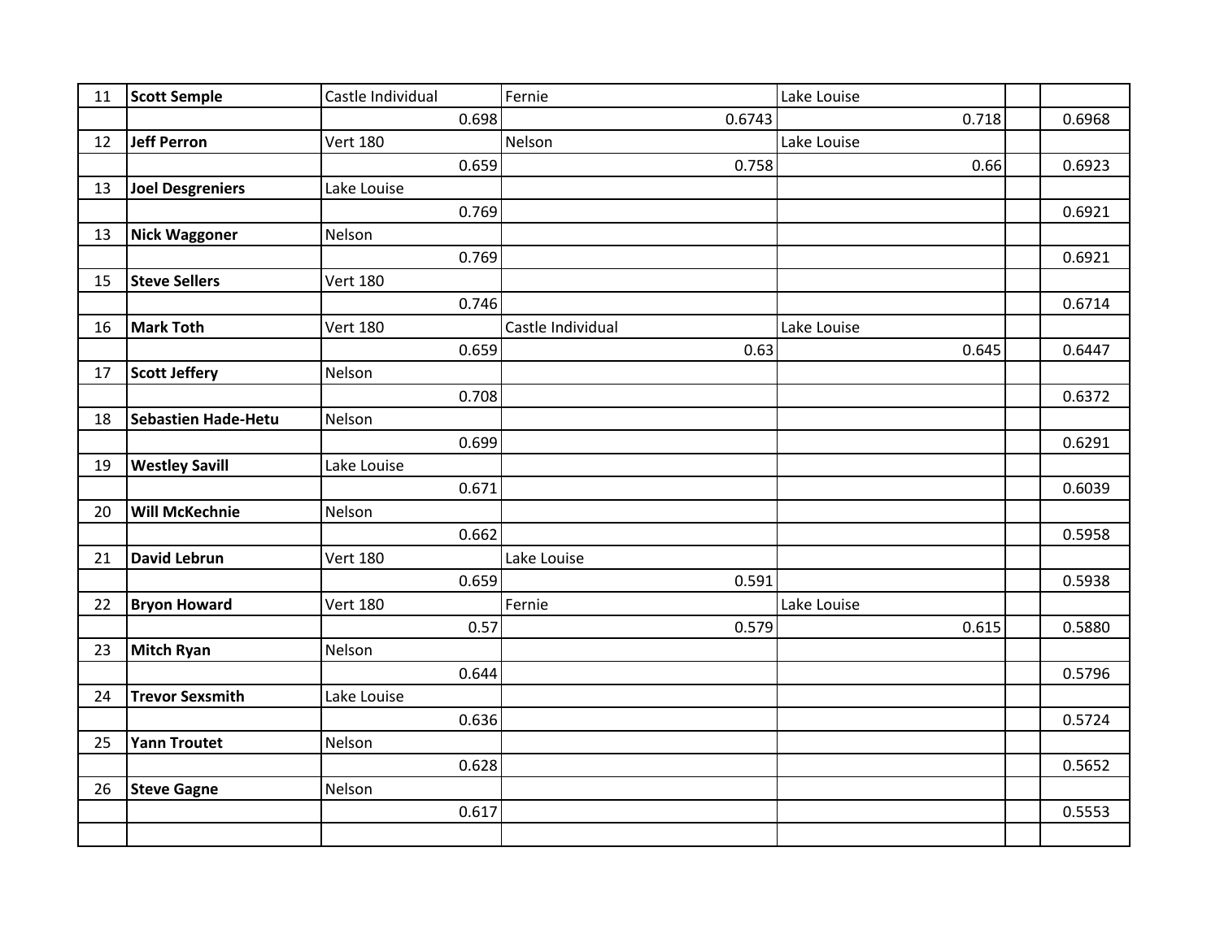| 11 | **Scott Semple** | Castle Individual | Fernie | Lake Louise | | |
|---|---|---|---|---|---|---|
| | | 0.698 | 0.6743 | 0.718 | | 0.6968 |
| 12 | **Jeff Perron** | Vert 180 | Nelson | Lake Louise | | |
| | | 0.659 | 0.758 | 0.66 | | 0.6923 |
| 13 | **Joel Desgreniers** | Lake Louise | | | | |
| | | 0.769 | | | | 0.6921 |
| 13 | **Nick Waggoner** | Nelson | | | | |
| | | 0.769 | | | | 0.6921 |
| 15 | **Steve Sellers** | Vert 180 | | | | |
| | | 0.746 | | | | 0.6714 |
| 16 | **Mark Toth** | Vert 180 | Castle Individual | Lake Louise | | |
| | | 0.659 | 0.63 | 0.645 | | 0.6447 |
| 17 | **Scott Jeffery** | Nelson | | | | |
| | | 0.708 | | | | 0.6372 |
| 18 | **Sebastien Hade-Hetu** | Nelson | | | | |
| | | 0.699 | | | | 0.6291 |
| 19 | **Westley Savill** | Lake Louise | | | | |
| | | 0.671 | | | | 0.6039 |
| 20 | **Will McKechnie** | Nelson | | | | |
| | | 0.662 | | | | 0.5958 |
| 21 | **David Lebrun** | Vert 180 | Lake Louise | | | |
| | | 0.659 | 0.591 | | | 0.5938 |
| 22 | **Bryon Howard** | Vert 180 | Fernie | Lake Louise | | |
| | | 0.57 | 0.579 | 0.615 | | 0.5880 |
| 23 | **Mitch Ryan** | Nelson | | | | |
| | | 0.644 | | | | 0.5796 |
| 24 | **Trevor Sexsmith** | Lake Louise | | | | |
| | | 0.636 | | | | 0.5724 |
| 25 | **Yann Troutet** | Nelson | | | | |
| | | 0.628 | | | | 0.5652 |
| 26 | **Steve Gagne** | Nelson | | | | |
| | | 0.617 | | | | 0.5553 |
| | | | | | | |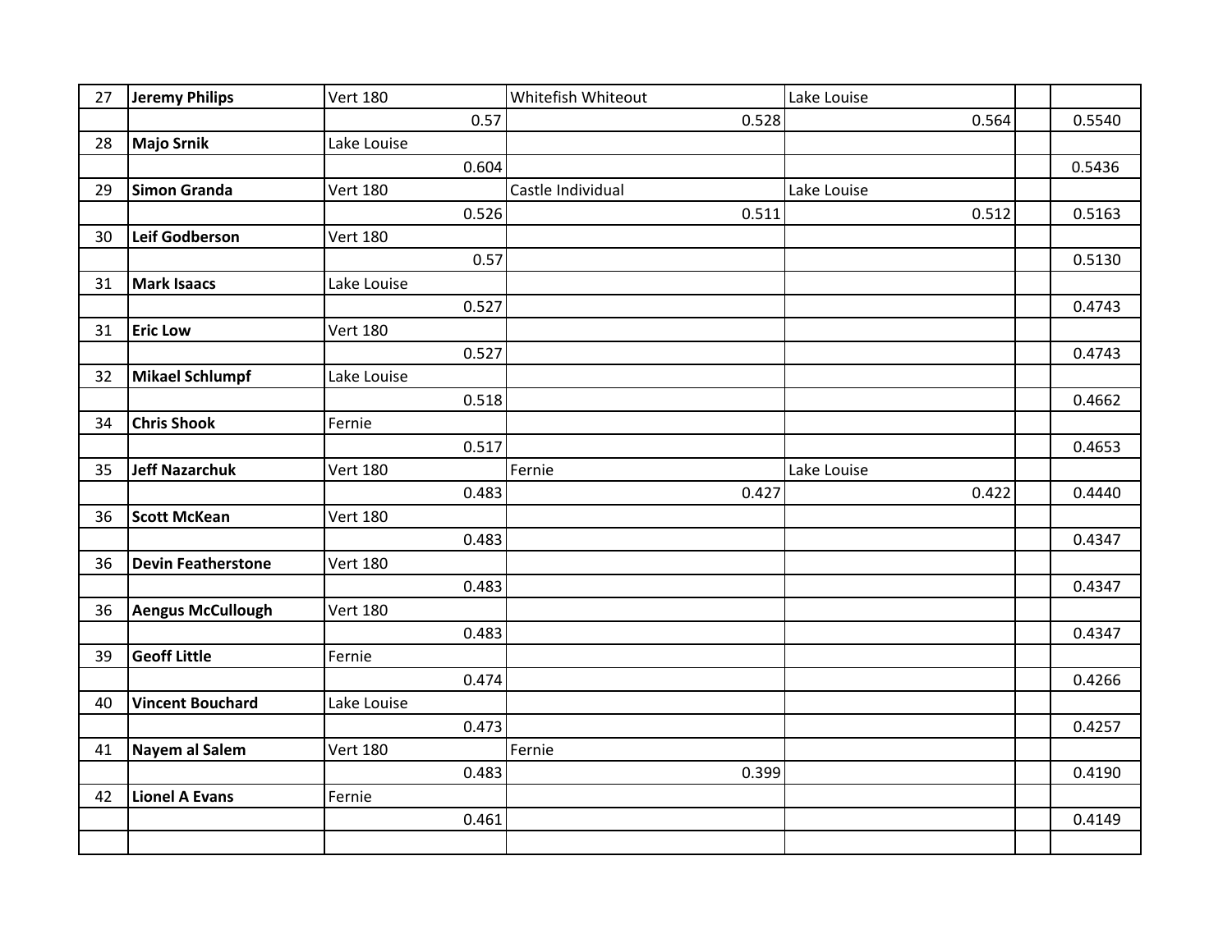| | | | | | | |
|---|---|---|---|---|---|---|
| 27 | **Jeremy Philips** | Vert 180 | Whitefish Whiteout | Lake Louise | | |
| | | 0.57 | 0.528 | 0.564 | | 0.5540 |
| 28 | **Majo Srnik** | Lake Louise | | | | |
| | | 0.604 | | | | 0.5436 |
| 29 | **Simon Granda** | Vert 180 | Castle Individual | Lake Louise | | |
| | | 0.526 | 0.511 | 0.512 | | 0.5163 |
| 30 | **Leif Godberson** | Vert 180 | | | | |
| | | 0.57 | | | | 0.5130 |
| 31 | **Mark Isaacs** | Lake Louise | | | | |
| | | 0.527 | | | | 0.4743 |
| 31 | **Eric Low** | Vert 180 | | | | |
| | | 0.527 | | | | 0.4743 |
| 32 | **Mikael Schlumpf** | Lake Louise | | | | |
| | | 0.518 | | | | 0.4662 |
| 34 | **Chris Shook** | Fernie | | | | |
| | | 0.517 | | | | 0.4653 |
| 35 | **Jeff Nazarchuk** | Vert 180 | Fernie | Lake Louise | | |
| | | 0.483 | 0.427 | 0.422 | | 0.4440 |
| 36 | **Scott McKean** | Vert 180 | | | | |
| | | 0.483 | | | | 0.4347 |
| 36 | **Devin Featherstone** | Vert 180 | | | | |
| | | 0.483 | | | | 0.4347 |
| 36 | **Aengus McCullough** | Vert 180 | | | | |
| | | 0.483 | | | | 0.4347 |
| 39 | **Geoff Little** | Fernie | | | | |
| | | 0.474 | | | | 0.4266 |
| 40 | **Vincent Bouchard** | Lake Louise | | | | |
| | | 0.473 | | | | 0.4257 |
| 41 | **Nayem al Salem** | Vert 180 | Fernie | | | |
| | | 0.483 | 0.399 | | | 0.4190 |
| 42 | **Lionel A Evans** | Fernie | | | | |
| | | 0.461 | | | | 0.4149 |
| | | | | | | |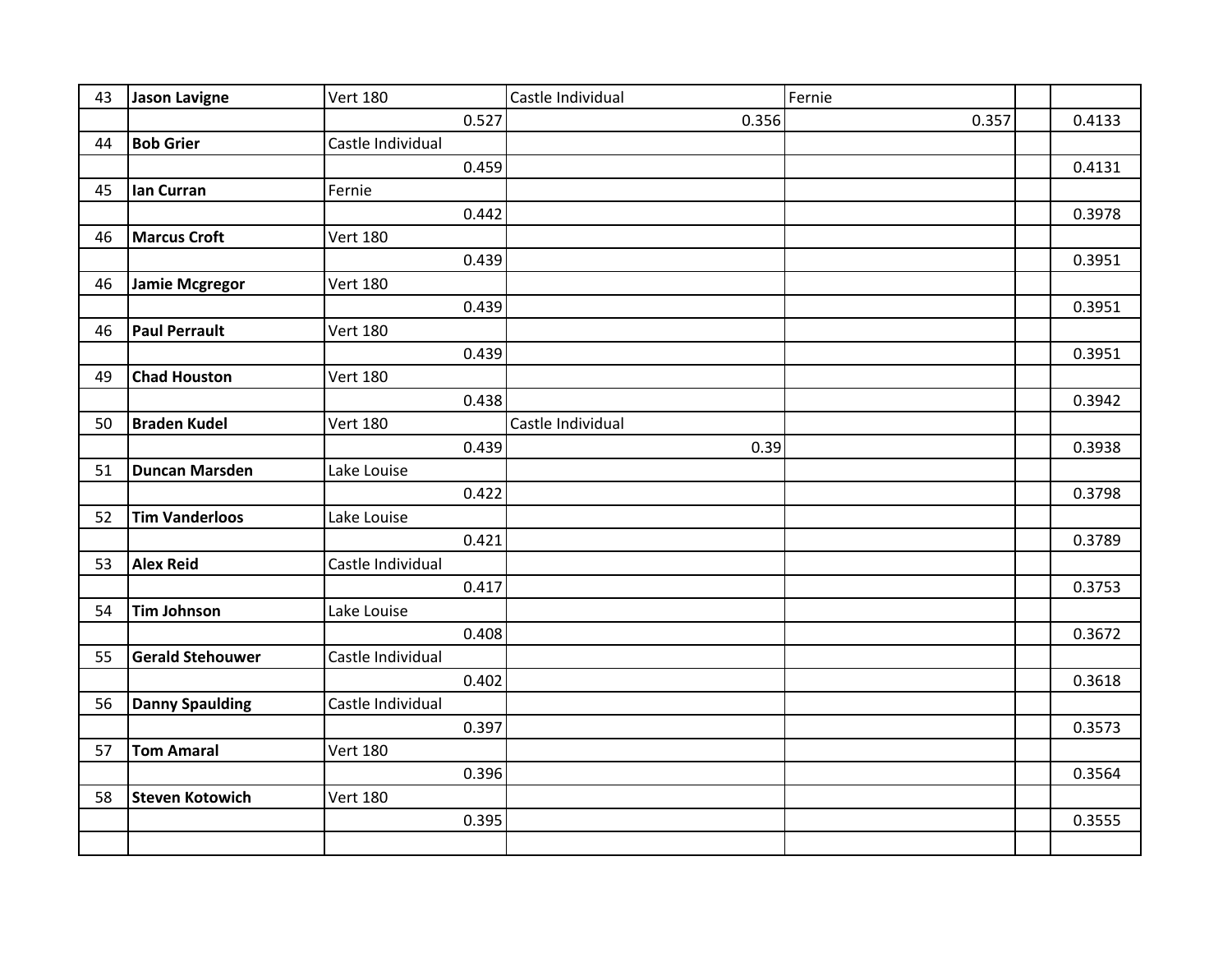| 43 | **Jason Lavigne** | Vert 180 | Castle Individual | Fernie | | |
|---|---|---|---|---|---|---|
| | | 0.527 | 0.356 | 0.357 | | 0.4133 |
| 44 | **Bob Grier** | Castle Individual | | | | |
| | | 0.459 | | | | 0.4131 |
| 45 | **Ian Curran** | Fernie | | | | |
| | | 0.442 | | | | 0.3978 |
| 46 | **Marcus Croft** | Vert 180 | | | | |
| | | 0.439 | | | | 0.3951 |
| 46 | **Jamie Mcgregor** | Vert 180 | | | | |
| | | 0.439 | | | | 0.3951 |
| 46 | **Paul Perrault** | Vert 180 | | | | |
| | | 0.439 | | | | 0.3951 |
| 49 | **Chad Houston** | Vert 180 | | | | |
| | | 0.438 | | | | 0.3942 |
| 50 | **Braden Kudel** | Vert 180 | Castle Individual | | | |
| | | 0.439 | 0.39 | | | 0.3938 |
| 51 | **Duncan Marsden** | Lake Louise | | | | |
| | | 0.422 | | | | 0.3798 |
| 52 | **Tim Vanderloos** | Lake Louise | | | | |
| | | 0.421 | | | | 0.3789 |
| 53 | **Alex Reid** | Castle Individual | | | | |
| | | 0.417 | | | | 0.3753 |
| 54 | **Tim Johnson** | Lake Louise | | | | |
| | | 0.408 | | | | 0.3672 |
| 55 | **Gerald Stehouwer** | Castle Individual | | | | |
| | | 0.402 | | | | 0.3618 |
| 56 | **Danny Spaulding** | Castle Individual | | | | |
| | | 0.397 | | | | 0.3573 |
| 57 | **Tom Amaral** | Vert 180 | | | | |
| | | 0.396 | | | | 0.3564 |
| 58 | **Steven Kotowich** | Vert 180 | | | | |
| | | 0.395 | | | | 0.3555 |
| | | | | | | |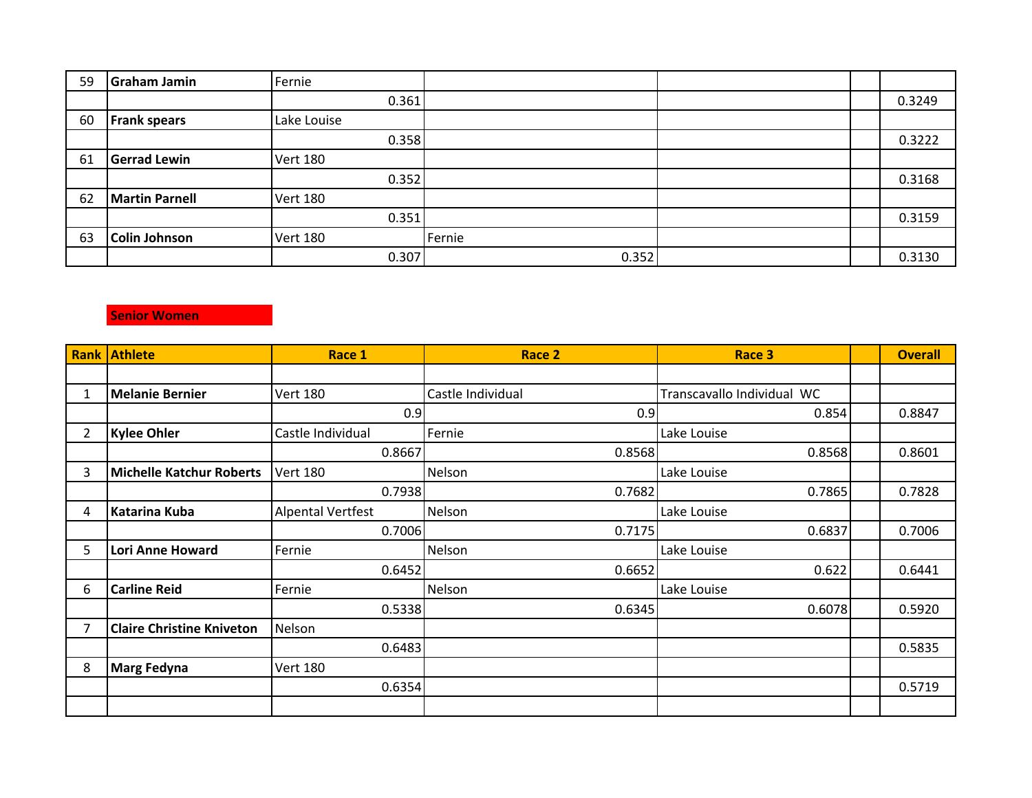| | | | | | | |
|---|---|---|---|---|---|---|
| 59 | **Graham Jamin** | Fernie | | | | |
| | | 0.361 | | | | 0.3249 |
| 60 | **Frank spears** | Lake Louise | | | | |
| | | 0.358 | | | | 0.3222 |
| 61 | **Gerrad Lewin** | Vert 180 | | | | |
| | | 0.352 | | | | 0.3168 |
| 62 | **Martin Parnell** | Vert 180 | | | | |
| | | 0.351 | | | | 0.3159 |
| 63 | **Colin Johnson** | Vert 180 | Fernie | | | |
| | | 0.307 | 0.352 | | | 0.3130 |

**Senior Women**

| Rank | Athlete | Race 1 | Race 2 | Race 3 | | Overall |
|---|---|---|---|---|---|---|
| | | | | | | |
| 1 | **Melanie Bernier** | Vert 180 | Castle Individual | Transcavallo Individual WC | | |
| | | 0.9 | 0.9 | 0.854 | | 0.8847 |
| 2 | **Kylee Ohler** | Castle Individual | Fernie | Lake Louise | | |
| | | 0.8667 | 0.8568 | 0.8568 | | 0.8601 |
| 3 | **Michelle Katchur Roberts** | Vert 180 | Nelson | Lake Louise | | |
| | | 0.7938 | 0.7682 | 0.7865 | | 0.7828 |
| 4 | **Katarina Kuba** | Alpental Vertfest | Nelson | Lake Louise | | |
| | | 0.7006 | 0.7175 | 0.6837 | | 0.7006 |
| 5 | **Lori Anne Howard** | Fernie | Nelson | Lake Louise | | |
| | | 0.6452 | 0.6652 | 0.622 | | 0.6441 |
| 6 | **Carline Reid** | Fernie | Nelson | Lake Louise | | |
| | | 0.5338 | 0.6345 | 0.6078 | | 0.5920 |
| 7 | **Claire Christine Kniveton** | Nelson | | | | |
| | | 0.6483 | | | | 0.5835 |
| 8 | **Marg Fedyna** | Vert 180 | | | | |
| | | 0.6354 | | | | 0.5719 |
| | | | | | | |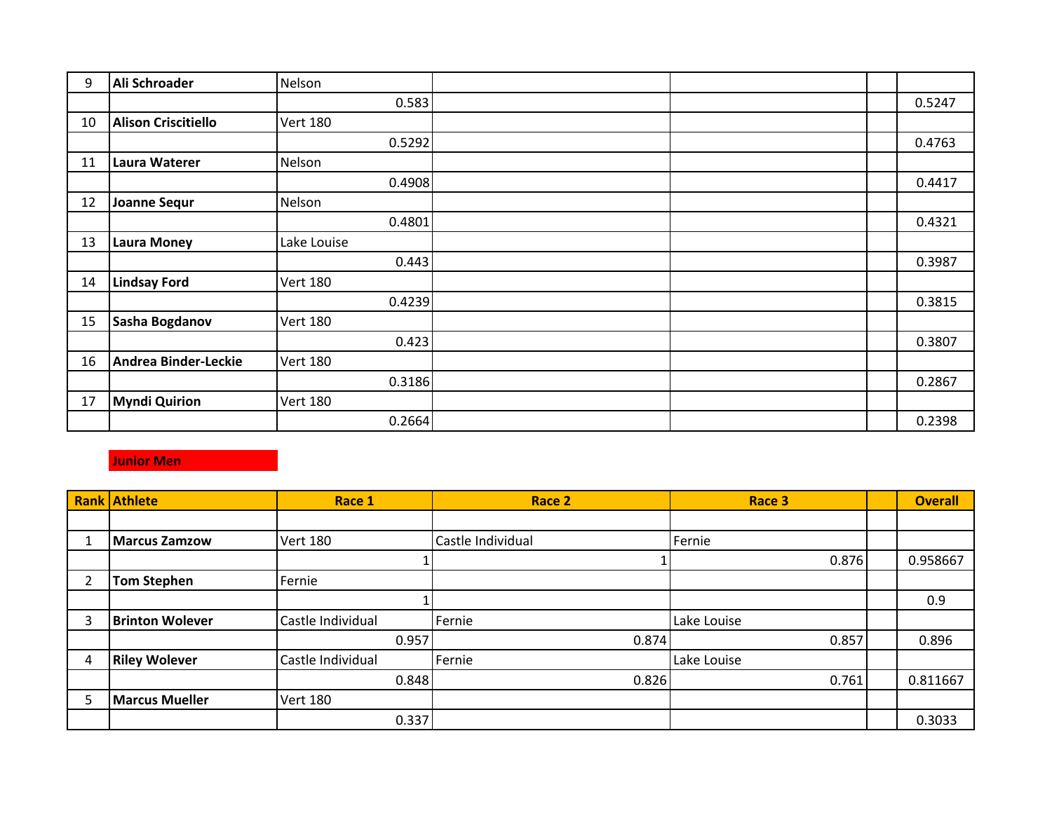| 9 | **Ali Schroader** | Nelson | | | | |
|---|---|---|---|---|---|---|
| | | 0.583 | | | | 0.5247 |
| 10 | **Alison Criscitiello** | Vert 180 | | | | |
| | | 0.5292 | | | | 0.4763 |
| 11 | **Laura Waterer** | Nelson | | | | |
| | | 0.4908 | | | | 0.4417 |
| 12 | **Joanne Sequr** | Nelson | | | | |
| | | 0.4801 | | | | 0.4321 |
| 13 | **Laura Money** | Lake Louise | | | | |
| | | 0.443 | | | | 0.3987 |
| 14 | **Lindsay Ford** | Vert 180 | | | | |
| | | 0.4239 | | | | 0.3815 |
| 15 | **Sasha Bogdanov** | Vert 180 | | | | |
| | | 0.423 | | | | 0.3807 |
| 16 | **Andrea Binder-Leckie** | Vert 180 | | | | |
| | | 0.3186 | | | | 0.2867 |
| 17 | **Myndi Quirion** | Vert 180 | | | | |
| | | 0.2664 | | | | 0.2398 |

**Junior Men**

| Rank | Athlete | Race 1 | Race 2 | Race 3 | | Overall |
|---|---|---|---|---|---|---|
| | | | | | | |
| 1 | **Marcus Zamzow** | Vert 180 | Castle Individual | Fernie | | |
| | | 1 | 1 | 0.876 | | 0.958667 |
| 2 | **Tom Stephen** | Fernie | | | | |
| | | 1 | | | | 0.9 |
| 3 | **Brinton Wolever** | Castle Individual | Fernie | Lake Louise | | |
| | | 0.957 | 0.874 | 0.857 | | 0.896 |
| 4 | **Riley Wolever** | Castle Individual | Fernie | Lake Louise | | |
| | | 0.848 | 0.826 | 0.761 | | 0.811667 |
| 5 | **Marcus Mueller** | Vert 180 | | | | |
| | | 0.337 | | | | 0.3033 |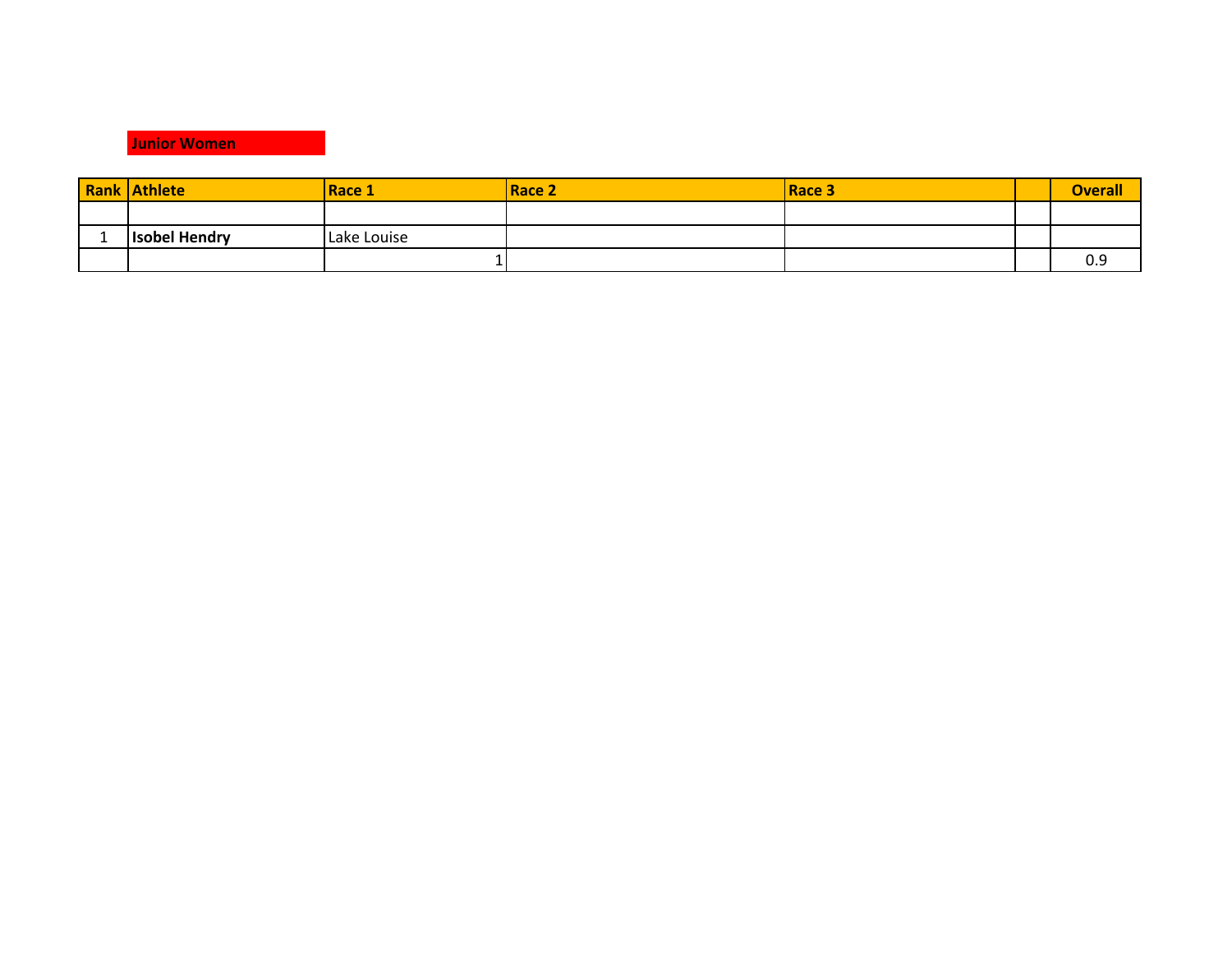**Junior Women**

| Rank | Athlete | Race 1 | Race 2 | Race 3 | | Overall |
|---|---|---|---|---|---|---|
| | | | | | | |
| 1 | **Isobel Hendry** | Lake Louise | | | | |
| | | 1 | | | | 0.9 |